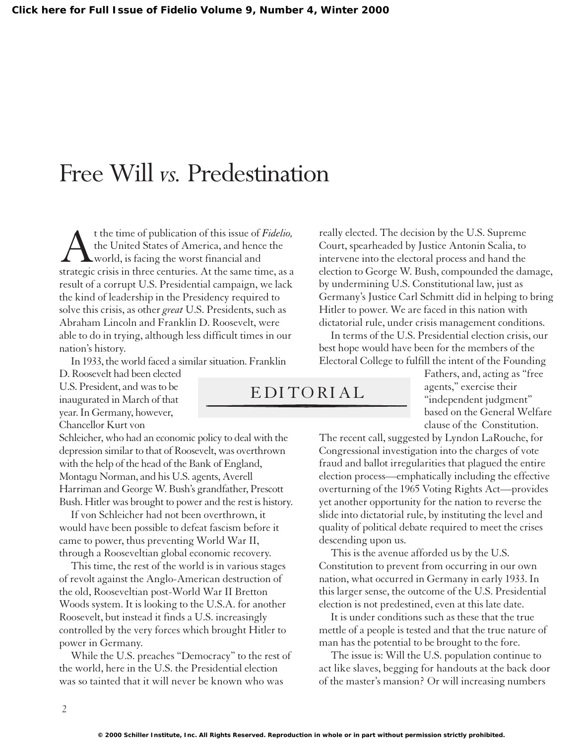# Free Will *vs.* Predestination

## EDITORIAL

At the time of publication of this issue of *Fidelio,* the United States of America, and hence the world, is facing the worst financial and strategic crisis in three centuries. At the same time, as a result of a corrupt U.S. Presidential campaign, we lack the kind of leadership in the Presidency required to solve this crisis, as other *great* U.S. Presidents, such as Abraham Lincoln and Franklin D. Roosevelt, were able to do in trying, although less difficult times in our nation's history.

In 1933, the world faced a similar situation. Franklin D. Roosevelt had been elected U.S. President, and was to be inaugurated in March of that year. In Germany, however, Chancellor Kurt von Schleicher, who had an economic policy to deal with the depression similar to that of Roosevelt, was overthrown with the help of the head of the Bank of England, Montagu Norman, and his U.S. agents, Averell Harriman and George W. Bush's grandfather, Prescott Bush. Hitler was brought to power and the rest is history.

If von Schleicher had not been overthrown, it would have been possible to defeat fascism before it came to power, thus preventing World War II, through a Rooseveltian global economic recovery.

This time, the rest of the world is in various stages of revolt against the Anglo-American destruction of the old, Rooseveltian post-World War II Bretton Woods system. It is looking to the U.S.A. for another Roosevelt, but instead it finds a U.S. increasingly controlled by the very forces which brought Hitler to power in Germany.

While the U.S. preaches "Democracy" to the rest of the world, here in the U.S. the Presidential election was so tainted that it will never be known who was really elected. The decision by the U.S. Supreme Court, spearheaded by Justice Antonin Scalia, to intervene into the electoral process and hand the election to George W. Bush, compounded the damage, by undermining U.S. Constitutional law, just as Germany's Justice Carl Schmitt did in helping to bring Hitler to power. We are faced in this nation with dictatorial rule, under crisis management conditions.

In terms of the U.S. Presidential election crisis, our best hope would have been for the members of the Electoral College to fulfill the intent of the Founding Fathers, and, acting as "free agents," exercise their "independent judgment" based on the General Welfare clause of the Constitution. The recent call, suggested by Lyndon LaRouche, for Congressional investigation into the charges of vote fraud and ballot irregularities that plagued the entire election process—emphatically including the effective overturning of the 1965 Voting Rights Act—provides yet another opportunity for the nation to reverse the slide into dictatorial rule, by instituting the level and quality of political debate required to meet the crises descending upon us.

This is the avenue afforded us by the U.S. Constitution to prevent from occurring in our own nation, what occurred in Germany in early 1933. In this larger sense, the outcome of the U.S. Presidential election is not predestined, even at this late date.

It is under conditions such as these that the true mettle of a people is tested and that the true nature of man has the potential to be brought to the fore.

The issue is: Will the U.S. population continue to act like slaves, begging for handouts at the back door of the master's mansion? Or will increasing numbers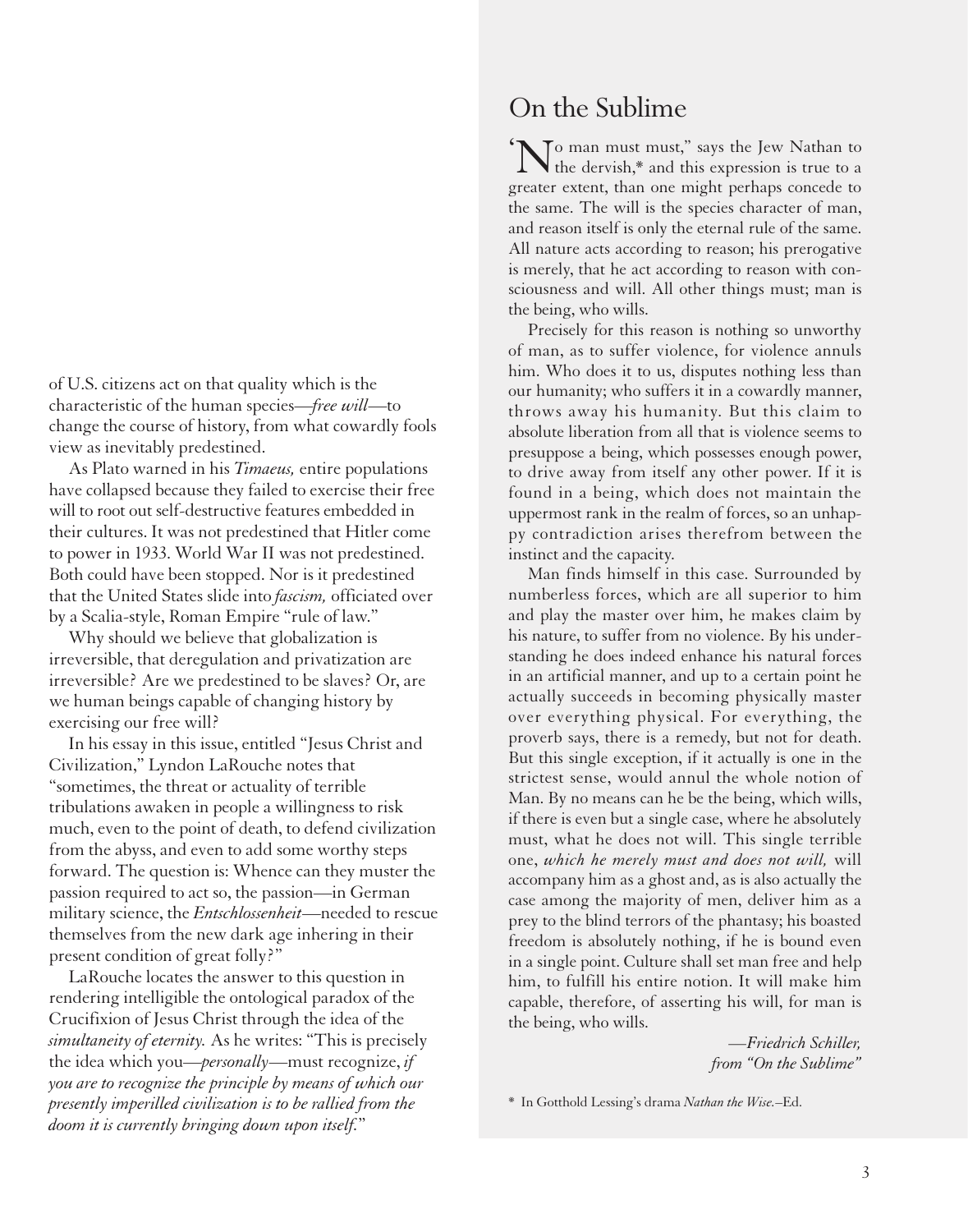of U.S. citizens act on that quality which is the characteristic of the human species—*free will*—to change the course of history, from what cowardly fools view as inevitably predestined.

As Plato warned in his *Timaeus,* entire populations have collapsed because they failed to exercise their free will to root out self-destructive features embedded in their cultures. It was not predestined that Hitler come to power in 1933. World War II was not predestined. Both could have been stopped. Nor is it predestined that the United States slide into *fascism,* officiated over by a Scalia-style, Roman Empire "rule of law."

Why should we believe that globalization is irreversible, that deregulation and privatization are irreversible? Are we predestined to be slaves? Or, are we human beings capable of changing history by exercising our free will?

In his essay in this issue, entitled "Jesus Christ and Civilization," Lyndon LaRouche notes that "sometimes, the threat or actuality of terrible tribulations awaken in people a willingness to risk much, even to the point of death, to defend civilization from the abyss, and even to add some worthy steps forward. The question is: Whence can they muster the passion required to act so, the passion—in German military science, the *Entschlossenheit*—needed to rescue themselves from the new dark age inhering in their present condition of great folly?"

LaRouche locates the answer to this question in rendering intelligible the ontological paradox of the Crucifixion of Jesus Christ through the idea of the *simultaneity of eternity.* As he writes: "This is precisely the idea which you—*personally*—must recognize, *if you are to recognize the principle by means of which our presently imperilled civilization is to be rallied from the doom it is currently bringing down upon itself.*"

## On the Sublime

"No man must must," says the Jew Nathan to the dervish,* and this expression is true to a greater extent, than one might perhaps concede to the same. The will is the species character of man, and reason itself is only the eternal rule of the same. All nature acts according to reason; his prerogative is merely, that he act according to reason with consciousness and will. All other things must; man is the being, who wills.

Precisely for this reason is nothing so unworthy of man, as to suffer violence, for violence annuls him. Who does it to us, disputes nothing less than our humanity; who suffers it in a cowardly manner, throws away his humanity. But this claim to absolute liberation from all that is violence seems to presuppose a being, which possesses enough power, to drive away from itself any other power. If it is found in a being, which does not maintain the uppermost rank in the realm of forces, so an unhappy contradiction arises therefrom between the instinct and the capacity.

Man finds himself in this case. Surrounded by numberless forces, which are all superior to him and play the master over him, he makes claim by his nature, to suffer from no violence. By his understanding he does indeed enhance his natural forces in an artificial manner, and up to a certain point he actually succeeds in becoming physically master over everything physical. For everything, the proverb says, there is a remedy, but not for death. But this single exception, if it actually is one in the strictest sense, would annul the whole notion of Man. By no means can he be the being, which wills, if there is even but a single case, where he absolutely must, what he does not will. This single terrible one, *which he merely must and does not will,* will accompany him as a ghost and, as is also actually the case among the majority of men, deliver him as a prey to the blind terrors of the phantasy; his boasted freedom is absolutely nothing, if he is bound even in a single point. Culture shall set man free and help him, to fulfill his entire notion. It will make him capable, therefore, of asserting his will, for man is the being, who wills.

*—Friedrich Schiller,*
*from "On the Sublime"*

* In Gotthold Lessing's drama *Nathan the Wise.*–Ed.